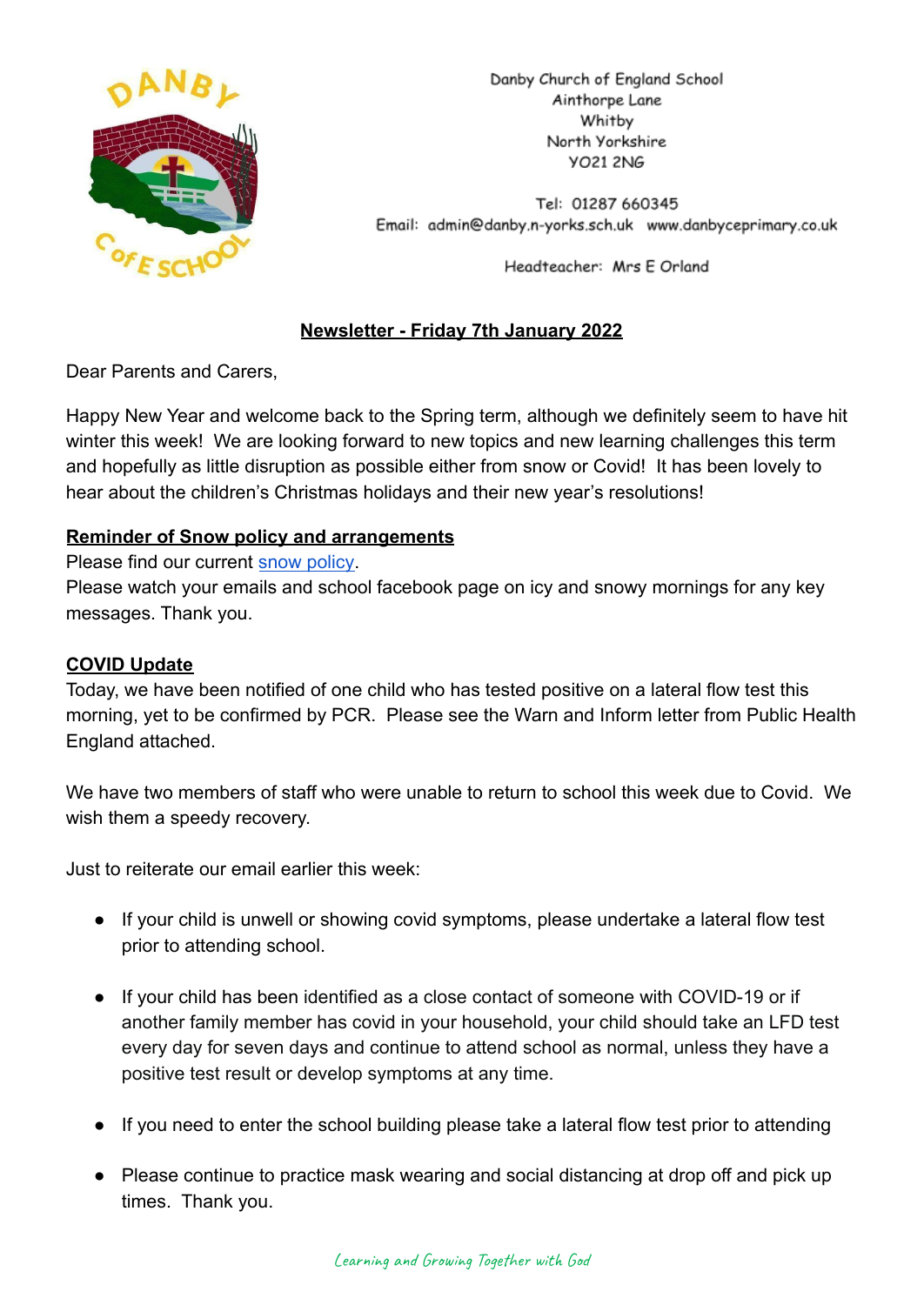Danby Church of England School
Ainthorpe Lane
Whitby
North Yorkshire
YO21 2NG

Tel: 01287 660345
Email: admin@danby.n-yorks.sch.uk www.danbyceprimary.co.uk

Headteacher: Mrs E Orland

## Newsletter - Friday 7th January 2022

Dear Parents and Carers,

Happy New Year and welcome back to the Spring term, although we definitely seem to have hit winter this week! We are looking forward to new topics and new learning challenges this term and hopefully as little disruption as possible either from snow or Covid! It has been lovely to hear about the children's Christmas holidays and their new year's resolutions!

### Reminder of Snow policy and arrangements

Please find our current snow policy.
Please watch your emails and school facebook page on icy and snowy mornings for any key messages. Thank you.

### COVID Update

Today, we have been notified of one child who has tested positive on a lateral flow test this morning, yet to be confirmed by PCR. Please see the Warn and Inform letter from Public Health England attached.

We have two members of staff who were unable to return to school this week due to Covid. We wish them a speedy recovery.

Just to reiterate our email earlier this week:

- If your child is unwell or showing covid symptoms, please undertake a lateral flow test prior to attending school.
- If your child has been identified as a close contact of someone with COVID-19 or if another family member has covid in your household, your child should take an LFD test every day for seven days and continue to attend school as normal, unless they have a positive test result or develop symptoms at any time.
- If you need to enter the school building please take a lateral flow test prior to attending
- Please continue to practice mask wearing and social distancing at drop off and pick up times. Thank you.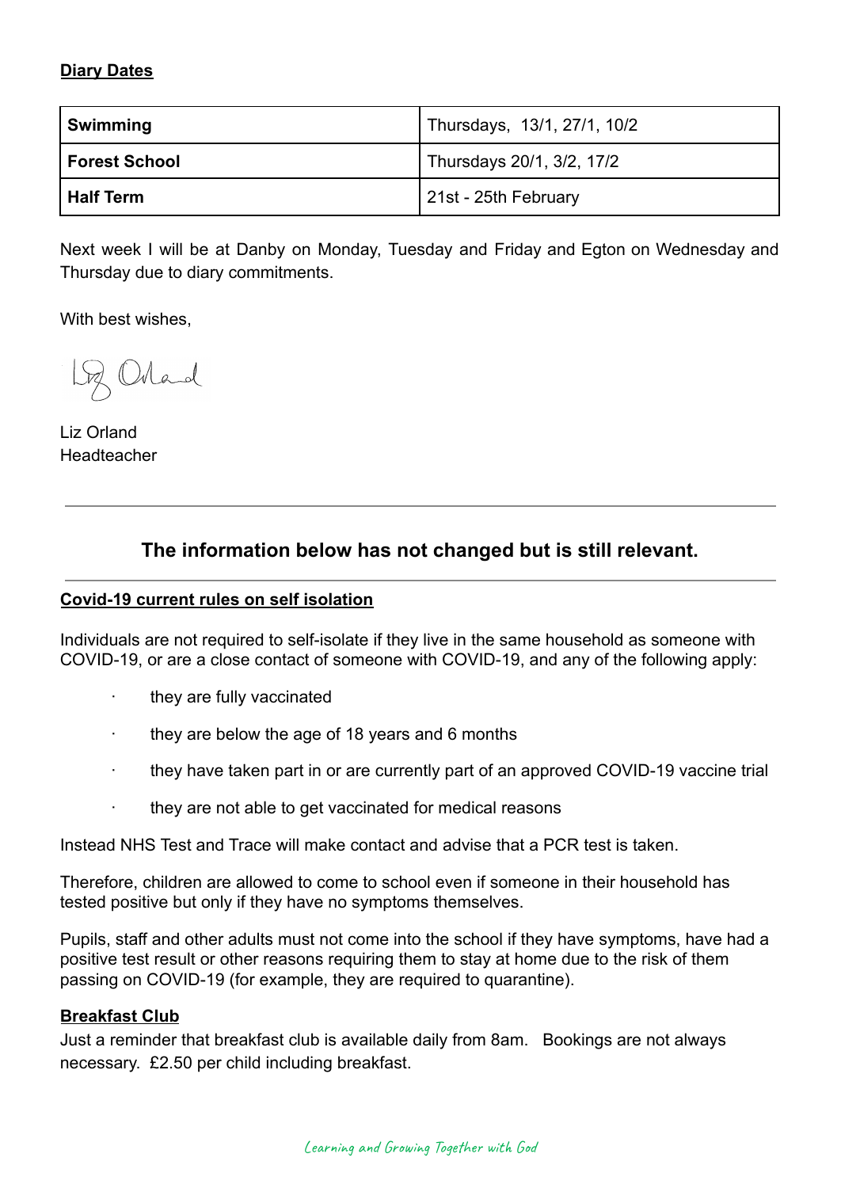**Diary Dates**

| **Swimming** | Thursdays,  13/1, 27/1, 10/2 |
|---|---|
| **Forest School** | Thursdays 20/1, 3/2, 17/2 |
| **Half Term** | 21st - 25th February |

Next week I will be at Danby on Monday, Tuesday and Friday and Egton on Wednesday and Thursday due to diary commitments.

With best wishes,

Liz Orland
Headteacher

---

## The information below has not changed but is still relevant.

---

**Covid-19 current rules on self isolation**

Individuals are not required to self-isolate if they live in the same household as someone with COVID-19, or are a close contact of someone with COVID-19, and any of the following apply:

- they are fully vaccinated
- they are below the age of 18 years and 6 months
- they have taken part in or are currently part of an approved COVID-19 vaccine trial
- they are not able to get vaccinated for medical reasons

Instead NHS Test and Trace will make contact and advise that a PCR test is taken.

Therefore, children are allowed to come to school even if someone in their household has tested positive but only if they have no symptoms themselves.

Pupils, staff and other adults must not come into the school if they have symptoms, have had a positive test result or other reasons requiring them to stay at home due to the risk of them passing on COVID-19 (for example, they are required to quarantine).

**Breakfast Club**

Just a reminder that breakfast club is available daily from 8am.   Bookings are not always necessary.  £2.50 per child including breakfast.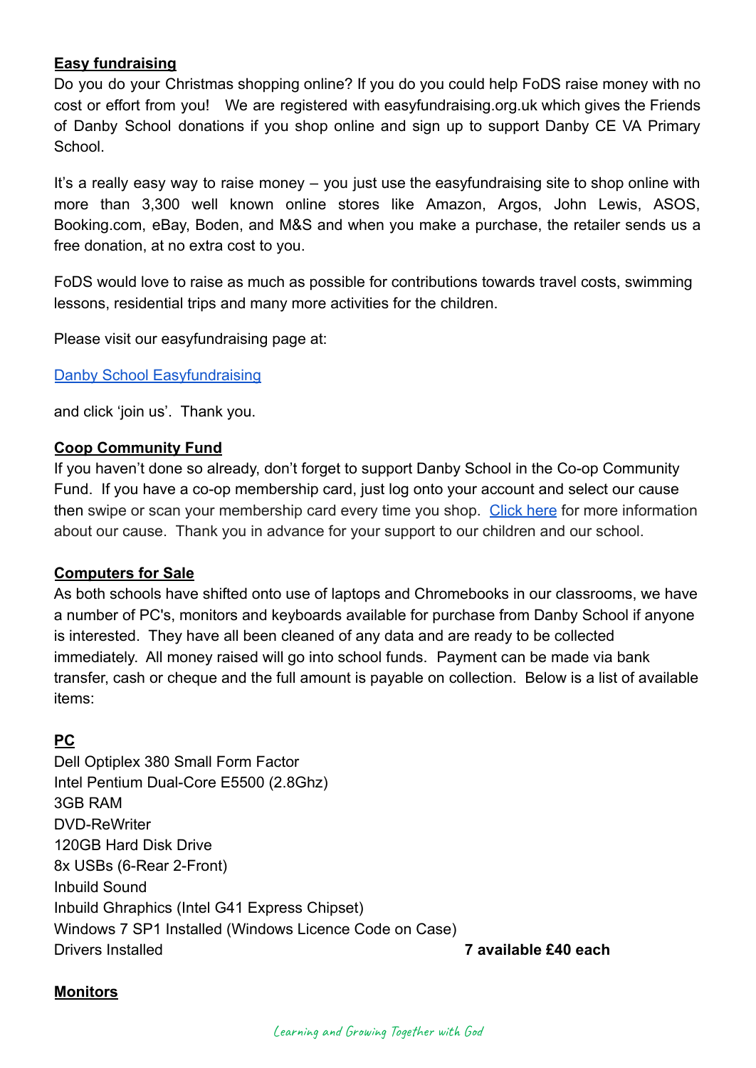**Easy fundraising**

Do you do your Christmas shopping online? If you do you could help FoDS raise money with no cost or effort from you! We are registered with easyfundraising.org.uk which gives the Friends of Danby School donations if you shop online and sign up to support Danby CE VA Primary School.

It's a really easy way to raise money – you just use the easyfundraising site to shop online with more than 3,300 well known online stores like Amazon, Argos, John Lewis, ASOS, Booking.com, eBay, Boden, and M&S and when you make a purchase, the retailer sends us a free donation, at no extra cost to you.

FoDS would love to raise as much as possible for contributions towards travel costs, swimming lessons, residential trips and many more activities for the children.

Please visit our easyfundraising page at:

Danby School Easyfundraising

and click 'join us'. Thank you.

**Coop Community Fund**

If you haven't done so already, don't forget to support Danby School in the Co-op Community Fund. If you have a co-op membership card, just log onto your account and select our cause then swipe or scan your membership card every time you shop. Click here for more information about our cause. Thank you in advance for your support to our children and our school.

**Computers for Sale**

As both schools have shifted onto use of laptops and Chromebooks in our classrooms, we have a number of PC's, monitors and keyboards available for purchase from Danby School if anyone is interested. They have all been cleaned of any data and are ready to be collected immediately. All money raised will go into school funds. Payment can be made via bank transfer, cash or cheque and the full amount is payable on collection. Below is a list of available items:

**PC**

Dell Optiplex 380 Small Form Factor
Intel Pentium Dual-Core E5500 (2.8Ghz)
3GB RAM
DVD-ReWriter
120GB Hard Disk Drive
8x USBs (6-Rear 2-Front)
Inbuild Sound
Inbuild Ghraphics (Intel G41 Express Chipset)
Windows 7 SP1 Installed (Windows Licence Code on Case)
Drivers Installed **7 available £40 each**

**Monitors**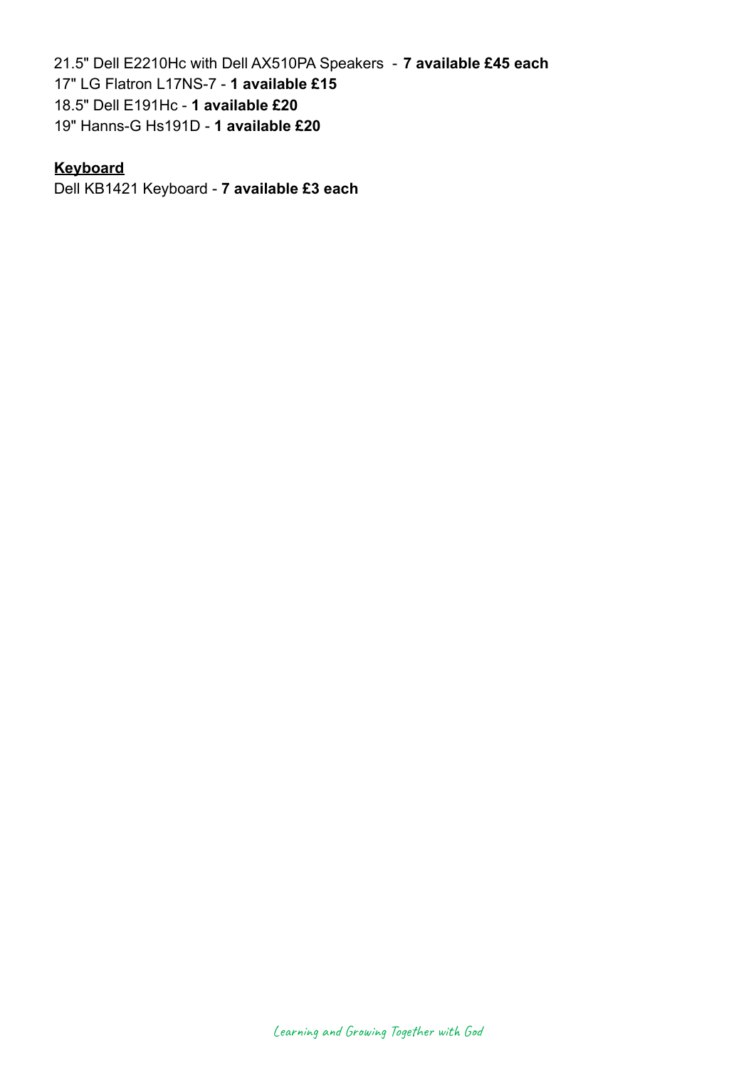21.5" Dell E2210Hc with Dell AX510PA Speakers - **7 available £45 each**
17" LG Flatron L17NS-7 - **1 available £15**
18.5" Dell E191Hc - **1 available £20**
19" Hanns-G Hs191D - **1 available £20**

**Keyboard**

Dell KB1421 Keyboard - **7 available £3 each**